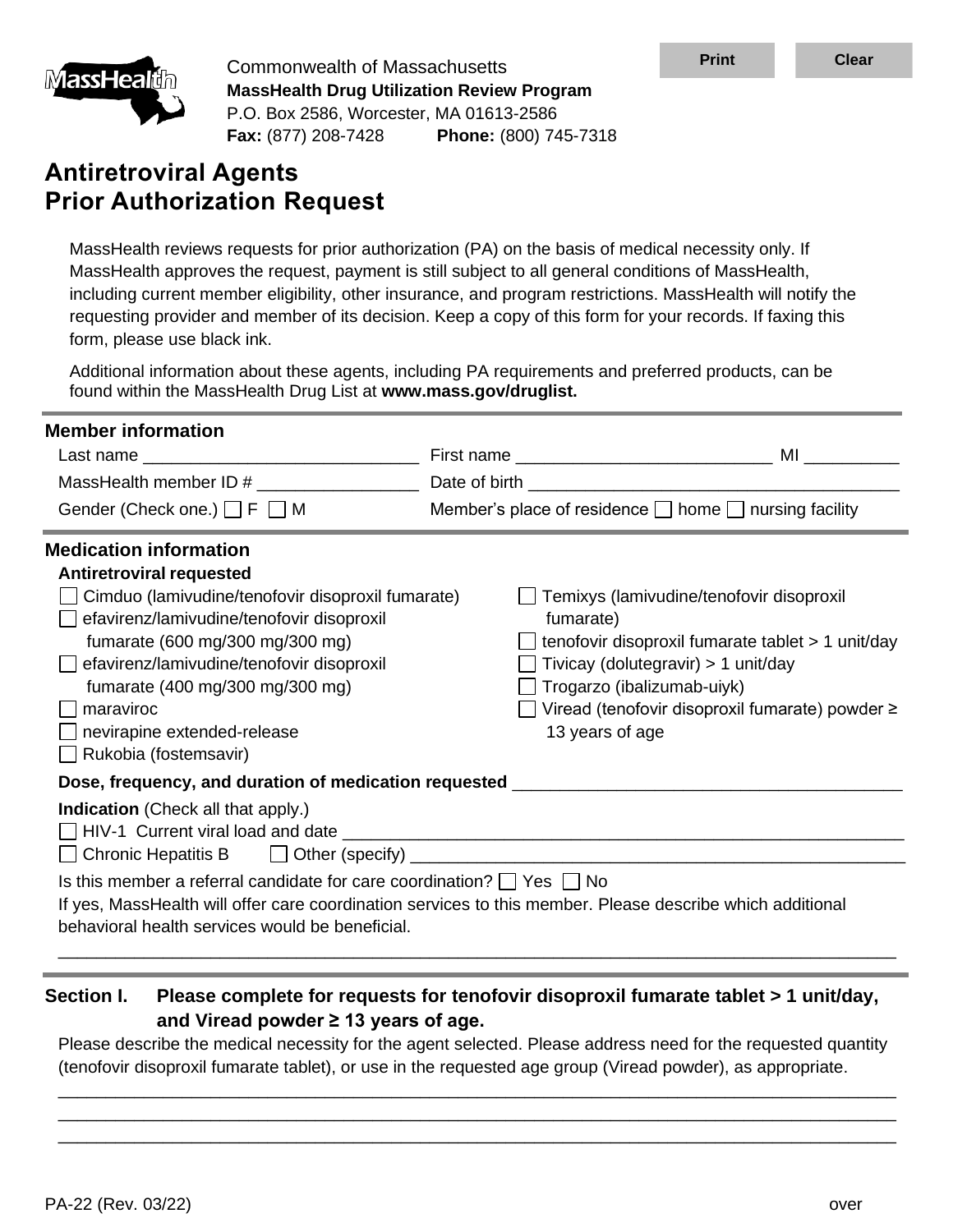Commonwealth of Massachusetts
**MassHealth Drug Utilization Review Program**
P.O. Box 2586, Worcester, MA 01613-2586
**Fax:** (877) 208-7428 **Phone:** (800) 745-7318

# Antiretroviral Agents Prior Authorization Request

MassHealth reviews requests for prior authorization (PA) on the basis of medical necessity only. If MassHealth approves the request, payment is still subject to all general conditions of MassHealth, including current member eligibility, other insurance, and program restrictions. MassHealth will notify the requesting provider and member of its decision. Keep a copy of this form for your records. If faxing this form, please use black ink.

Additional information about these agents, including PA requirements and preferred products, can be found within the MassHealth Drug List at **www.mass.gov/druglist.**

## Member information

Last name ____________________________ First name __________________________ MI __________

MassHealth member ID # ________________ Date of birth ____________________________________

Gender (Check one.) ☐ F ☐ M Member's place of residence ☐ home ☐ nursing facility

## Medication information

**Antiretroviral requested**

- ☐ Cimduo (lamivudine/tenofovir disoproxil fumarate)
- ☐ efavirenz/lamivudine/tenofovir disoproxil fumarate (600 mg/300 mg/300 mg)
- ☐ efavirenz/lamivudine/tenofovir disoproxil fumarate (400 mg/300 mg/300 mg)
- ☐ maraviroc
- ☐ nevirapine extended-release
- ☐ Rukobia (fostemsavir)
- ☐ Temixys (lamivudine/tenofovir disoproxil fumarate)
- ☐ tenofovir disoproxil fumarate tablet > 1 unit/day
- ☐ Tivicay (dolutegravir) > 1 unit/day
- ☐ Trogarzo (ibalizumab-uiyk)
- ☐ Viread (tenofovir disoproxil fumarate) powder ≥ 13 years of age

**Dose, frequency, and duration of medication requested** ________________________________________

**Indication** (Check all that apply.)

☐ HIV-1 Current viral load and date ____________________________________________________________

☐ Chronic Hepatitis B ☐ Other (specify) ________________________________________________________

Is this member a referral candidate for care coordination? ☐ Yes ☐ No

If yes, MassHealth will offer care coordination services to this member. Please describe which additional behavioral health services would be beneficial.

_____________________________________________________________________________________

## Section I. Please complete for requests for tenofovir disoproxil fumarate tablet > 1 unit/day, and Viread powder ≥ 13 years of age.

Please describe the medical necessity for the agent selected. Please address need for the requested quantity (tenofovir disoproxil fumarate tablet), or use in the requested age group (Viread powder), as appropriate.

_____________________________________________________________________________________
_____________________________________________________________________________________
_____________________________________________________________________________________

PA-22 (Rev. 03/22) over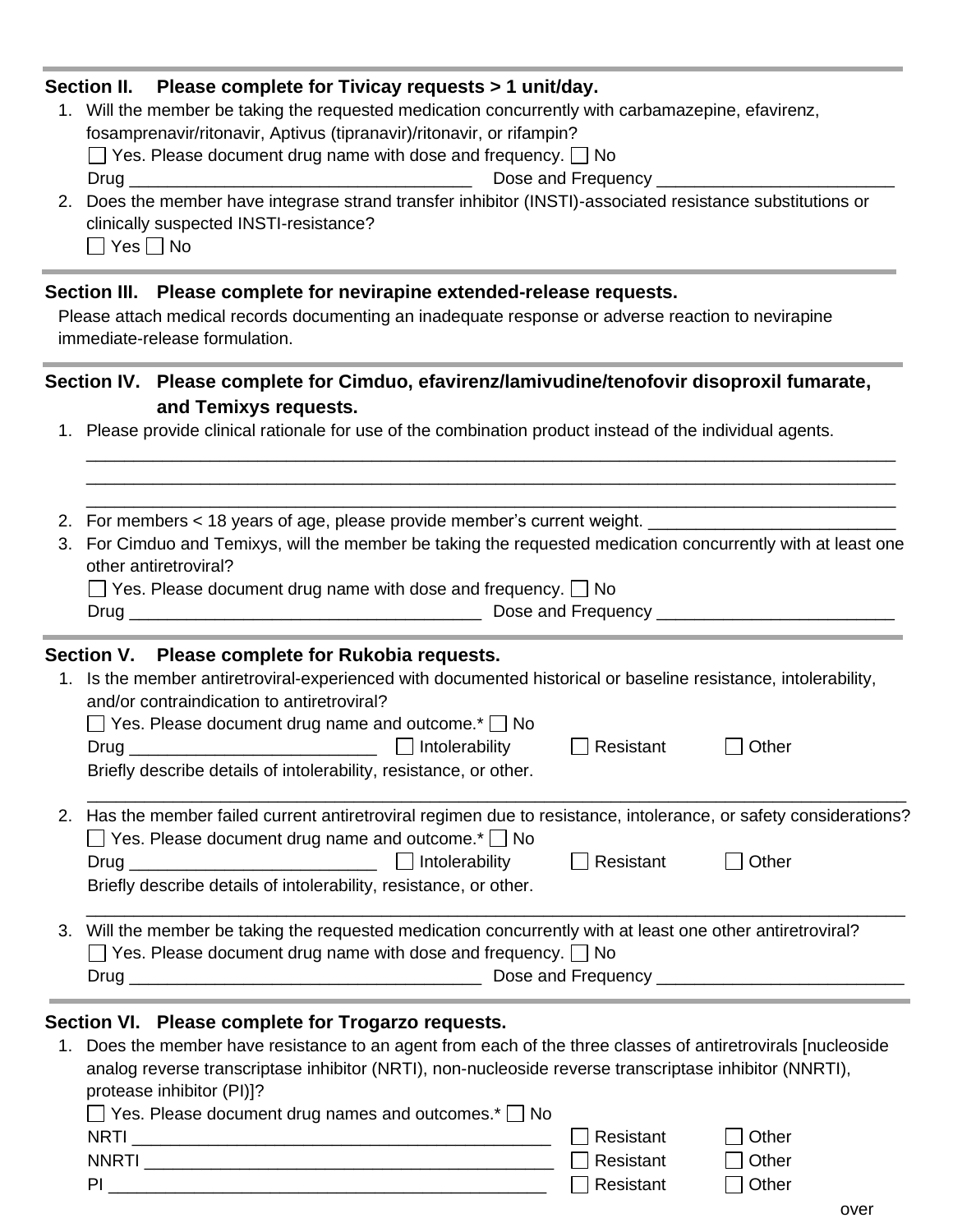## Section II. Please complete for Tivicay requests > 1 unit/day.

1. Will the member be taking the requested medication concurrently with carbamazepine, efavirenz, fosamprenavir/ritonavir, Aptivus (tipranavir)/ritonavir, or rifampin?
   ☐ Yes. Please document drug name with dose and frequency. ☐ No
   Drug ___________________________________ Dose and Frequency ________________________
2. Does the member have integrase strand transfer inhibitor (INSTI)-associated resistance substitutions or clinically suspected INSTI-resistance?
   ☐ Yes ☐ No

## Section III. Please complete for nevirapine extended-release requests.

Please attach medical records documenting an inadequate response or adverse reaction to nevirapine immediate-release formulation.

## Section IV. Please complete for Cimduo, efavirenz/lamivudine/tenofovir disoproxil fumarate, and Temixys requests.

1. Please provide clinical rationale for use of the combination product instead of the individual agents.
   ____________________________________________________________________________________
   ____________________________________________________________________________________
   ____________________________________________________________________________________
2. For members < 18 years of age, please provide member's current weight. _________________________
3. For Cimduo and Temixys, will the member be taking the requested medication concurrently with at least one other antiretroviral?
   ☐ Yes. Please document drug name with dose and frequency. ☐ No
   Drug ____________________________________ Dose and Frequency ________________________

## Section V. Please complete for Rukobia requests.

1. Is the member antiretroviral-experienced with documented historical or baseline resistance, intolerability, and/or contraindication to antiretroviral?
   ☐ Yes. Please document drug name and outcome.* ☐ No
   Drug _________________________ ☐ Intolerability ☐ Resistant ☐ Other
   Briefly describe details of intolerability, resistance, or other.
   ____________________________________________________________________________________
2. Has the member failed current antiretroviral regimen due to resistance, intolerance, or safety considerations?
   ☐ Yes. Please document drug name and outcome.* ☐ No
   Drug _________________________ ☐ Intolerability ☐ Resistant ☐ Other
   Briefly describe details of intolerability, resistance, or other.
   ____________________________________________________________________________________
3. Will the member be taking the requested medication concurrently with at least one other antiretroviral?
   ☐ Yes. Please document drug name with dose and frequency. ☐ No
   Drug ____________________________________ Dose and Frequency _________________________

## Section VI. Please complete for Trogarzo requests.

1. Does the member have resistance to an agent from each of the three classes of antiretrovirals [nucleoside analog reverse transcriptase inhibitor (NRTI), non-nucleoside reverse transcriptase inhibitor (NNRTI), protease inhibitor (PI)]?
   ☐ Yes. Please document drug names and outcomes.* ☐ No
   NRTI ____________________________________________ ☐ Resistant ☐ Other
   NNRTI ___________________________________________ ☐ Resistant ☐ Other
   PI ______________________________________________ ☐ Resistant ☐ Other

over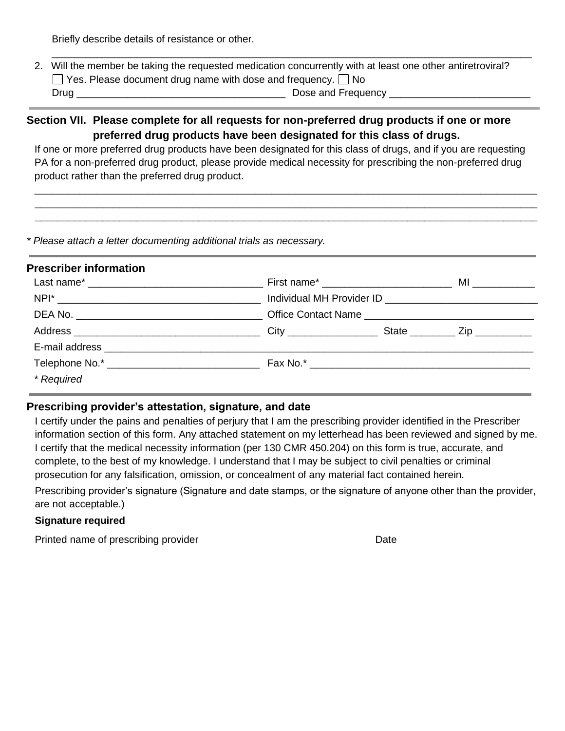Briefly describe details of resistance or other.

_______________________________________________________________________________________

2. Will the member be taking the requested medication concurrently with at least one other antiretroviral?
   ☐ Yes. Please document drug name with dose and frequency. ☐ No
   Drug _____________________________________ Dose and Frequency _________________________

## Section VII. Please complete for all requests for non-preferred drug products if one or more preferred drug products have been designated for this class of drugs.

If one or more preferred drug products have been designated for this class of drugs, and if you are requesting PA for a non-preferred drug product, please provide medical necessity for prescribing the non-preferred drug product rather than the preferred drug product.

_______________________________________________________________________________________
_______________________________________________________________________________________
_______________________________________________________________________________________

*\* Please attach a letter documenting additional trials as necessary.*

### Prescriber information

Last name* _______________________________ First name* _______________________ MI ___________

NPI* ___________________________________ Individual MH Provider ID ___________________________

DEA No. ________________________________ Office Contact Name ______________________________

Address ________________________________ City ________________ State ________ Zip __________

E-mail address ___________________________________________________________________________

Telephone No.* ___________________________ Fax No.* ______________________________________

*\* Required*

### Prescribing provider's attestation, signature, and date

I certify under the pains and penalties of perjury that I am the prescribing provider identified in the Prescriber information section of this form. Any attached statement on my letterhead has been reviewed and signed by me. I certify that the medical necessity information (per 130 CMR 450.204) on this form is true, accurate, and complete, to the best of my knowledge. I understand that I may be subject to civil penalties or criminal prosecution for any falsification, omission, or concealment of any material fact contained herein.

Prescribing provider's signature (Signature and date stamps, or the signature of anyone other than the provider, are not acceptable.)

**Signature required**

Printed name of prescribing provider                                        Date